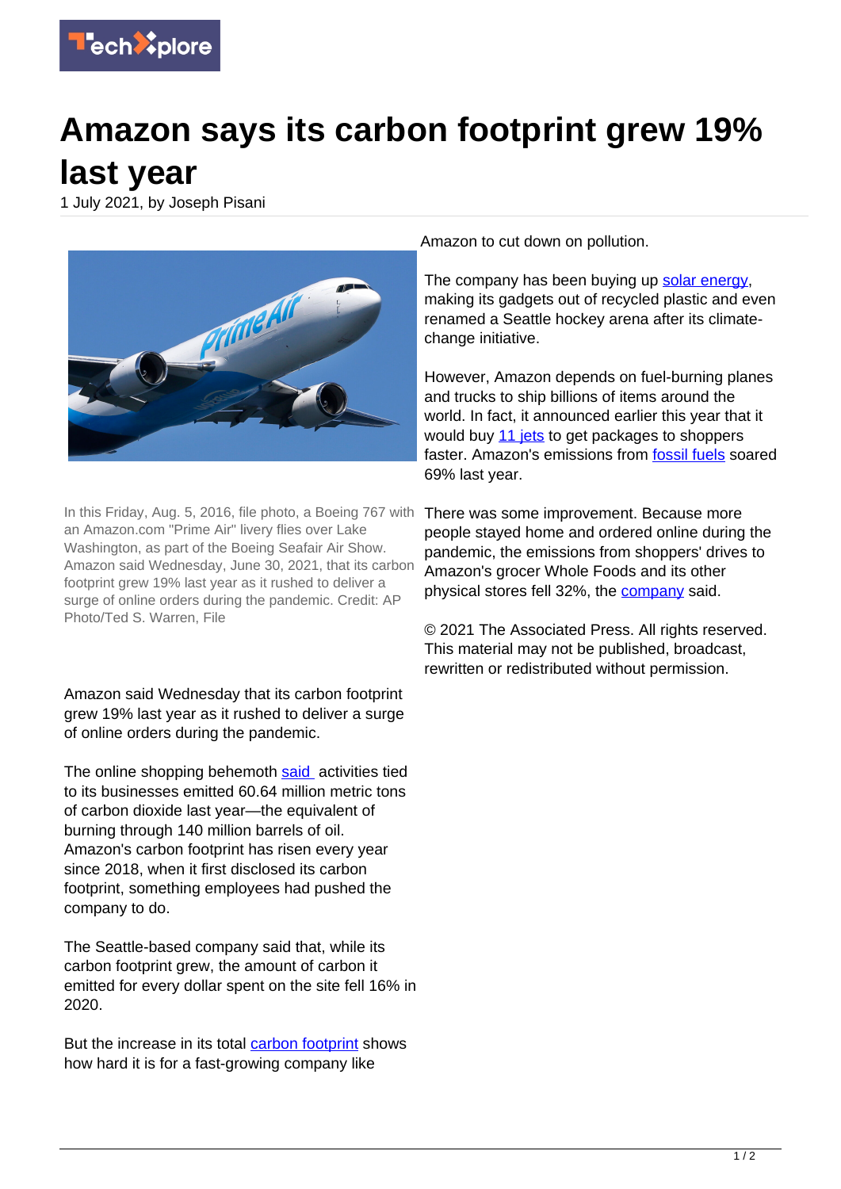# Amazon says its carbon footprint grew 19% last year

1 July 2021, by Joseph Pisani

In this Friday, Aug. 5, 2016, file photo, a Boeing 767 with an Amazon.com "Prime Air" livery flies over Lake Washington, as part of the Boeing Seafair Air Show. Amazon said Wednesday, June 30, 2021, that its carbon footprint grew 19% last year as it rushed to deliver a surge of online orders during the pandemic. Credit: AP Photo/Ted S. Warren, File

Amazon said Wednesday that its carbon footprint grew 19% last year as it rushed to deliver a surge of online orders during the pandemic.

The online shopping behemoth said activities tied to its businesses emitted 60.64 million metric tons of carbon dioxide last year—the equivalent of burning through 140 million barrels of oil. Amazon's carbon footprint has risen every year since 2018, when it first disclosed its carbon footprint, something employees had pushed the company to do.

The Seattle-based company said that, while its carbon footprint grew, the amount of carbon it emitted for every dollar spent on the site fell 16% in 2020.

But the increase in its total carbon footprint shows how hard it is for a fast-growing company like Amazon to cut down on pollution.

The company has been buying up solar energy, making its gadgets out of recycled plastic and even renamed a Seattle hockey arena after its climate-change initiative.

However, Amazon depends on fuel-burning planes and trucks to ship billions of items around the world. In fact, it announced earlier this year that it would buy 11 jets to get packages to shoppers faster. Amazon's emissions from fossil fuels soared 69% last year.

There was some improvement. Because more people stayed home and ordered online during the pandemic, the emissions from shoppers' drives to Amazon's grocer Whole Foods and its other physical stores fell 32%, the company said.

© 2021 The Associated Press. All rights reserved. This material may not be published, broadcast, rewritten or redistributed without permission.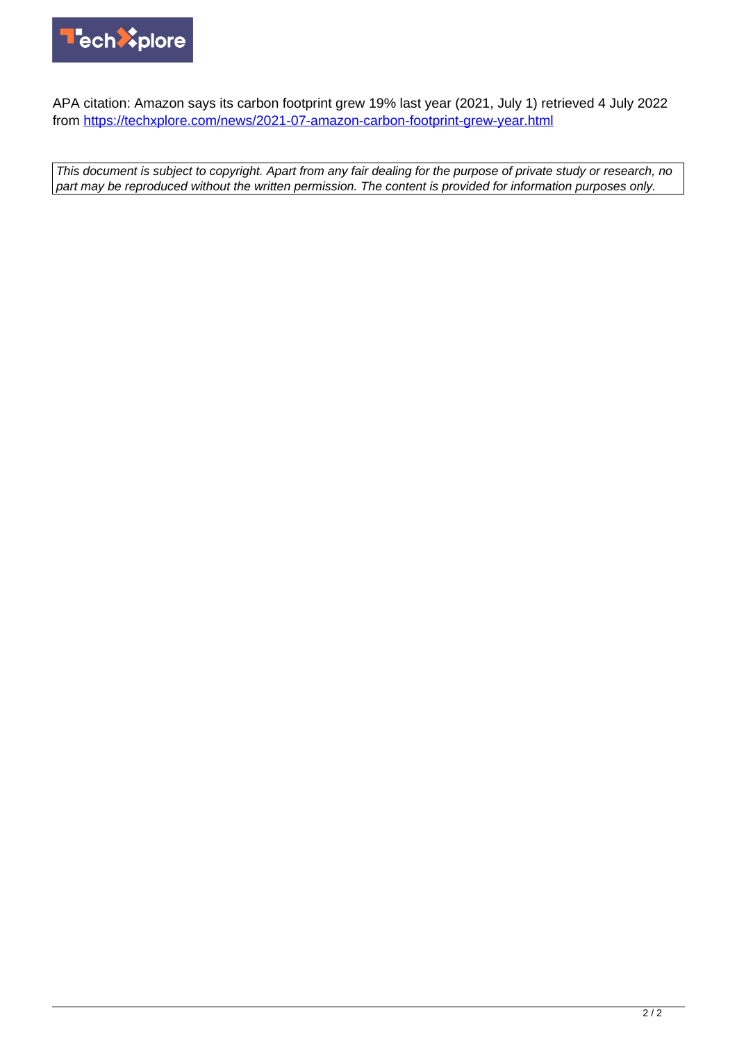APA citation: Amazon says its carbon footprint grew 19% last year (2021, July 1) retrieved 4 July 2022 from https://techxplore.com/news/2021-07-amazon-carbon-footprint-grew-year.html

*This document is subject to copyright. Apart from any fair dealing for the purpose of private study or research, no part may be reproduced without the written permission. The content is provided for information purposes only.*